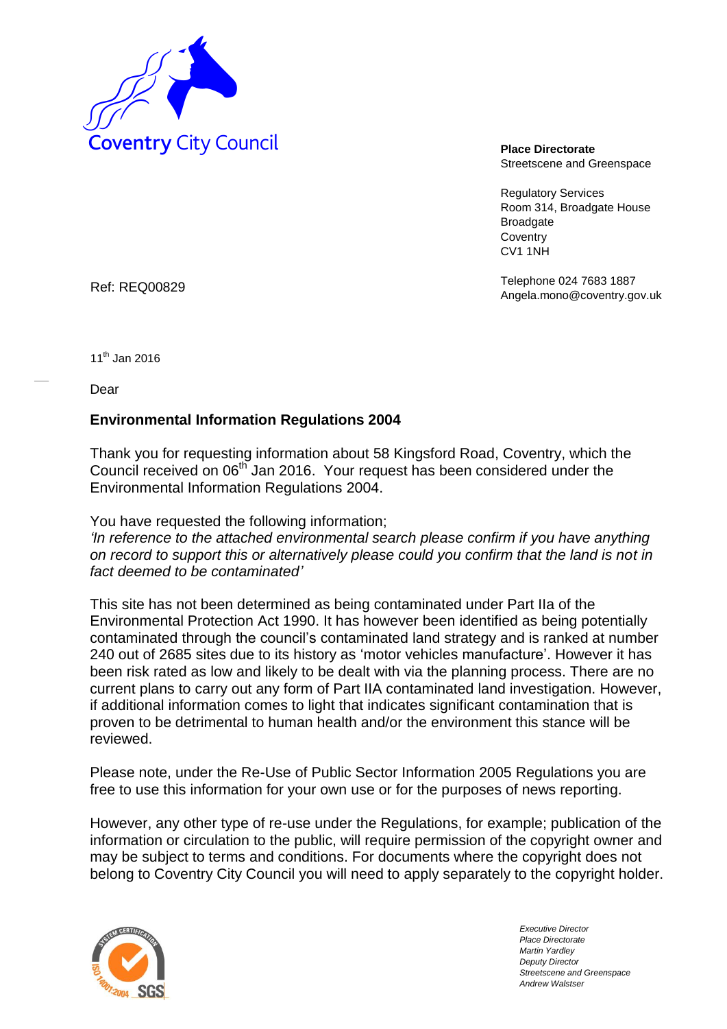Coventry City Council

**Place Directorate**
Streetscene and Greenspace

Regulatory Services
Room 314, Broadgate House
Broadgate
Coventry
CV1 1NH

Telephone 024 7683 1887
Angela.mono@coventry.gov.uk

Ref: REQ00829

11th Jan 2016

Dear

**Environmental Information Regulations 2004**

Thank you for requesting information about 58 Kingsford Road, Coventry, which the Council received on 06th Jan 2016. Your request has been considered under the Environmental Information Regulations 2004.

You have requested the following information;
*'In reference to the attached environmental search please confirm if you have anything on record to support this or alternatively please could you confirm that the land is not in fact deemed to be contaminated'*

This site has not been determined as being contaminated under Part IIa of the Environmental Protection Act 1990. It has however been identified as being potentially contaminated through the council's contaminated land strategy and is ranked at number 240 out of 2685 sites due to its history as 'motor vehicles manufacture'. However it has been risk rated as low and likely to be dealt with via the planning process. There are no current plans to carry out any form of Part IIA contaminated land investigation. However, if additional information comes to light that indicates significant contamination that is proven to be detrimental to human health and/or the environment this stance will be reviewed.

Please note, under the Re-Use of Public Sector Information 2005 Regulations you are free to use this information for your own use or for the purposes of news reporting.

However, any other type of re-use under the Regulations, for example; publication of the information or circulation to the public, will require permission of the copyright owner and may be subject to terms and conditions. For documents where the copyright does not belong to Coventry City Council you will need to apply separately to the copyright holder.

*Executive Director*
*Place Directorate*
*Martin Yardley*
*Deputy Director*
*Streetscene and Greenspace*
*Andrew Walstser*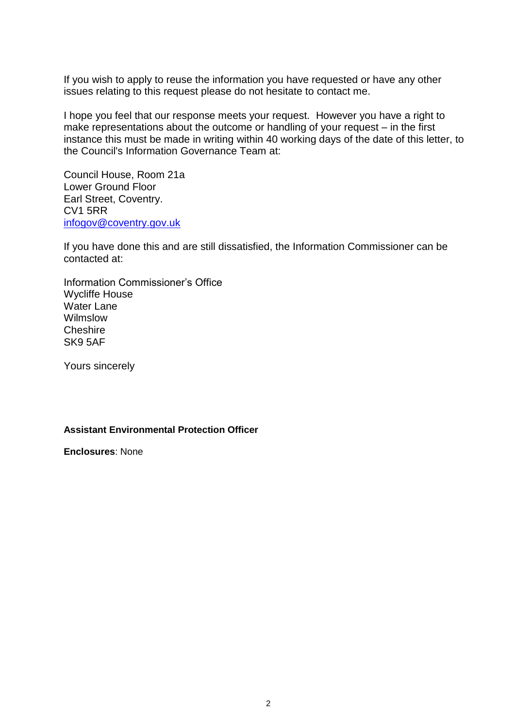If you wish to apply to reuse the information you have requested or have any other issues relating to this request please do not hesitate to contact me.

I hope you feel that our response meets your request. However you have a right to make representations about the outcome or handling of your request – in the first instance this must be made in writing within 40 working days of the date of this letter, to the Council's Information Governance Team at:

Council House, Room 21a  
Lower Ground Floor  
Earl Street, Coventry.  
CV1 5RR  
infogov@coventry.gov.uk

If you have done this and are still dissatisfied, the Information Commissioner can be contacted at:

Information Commissioner's Office  
Wycliffe House  
Water Lane  
Wilmslow  
Cheshire  
SK9 5AF

Yours sincerely

**Assistant Environmental Protection Officer**

**Enclosures**: None